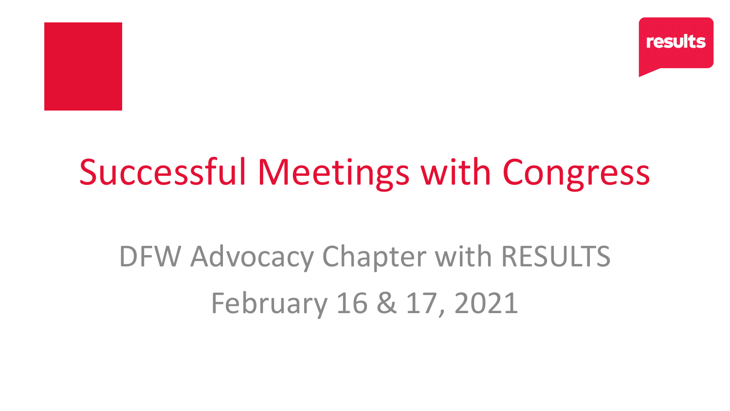results

# Successful Meetings with Congress

DFW Advocacy Chapter with RESULTS

February 16 & 17, 2021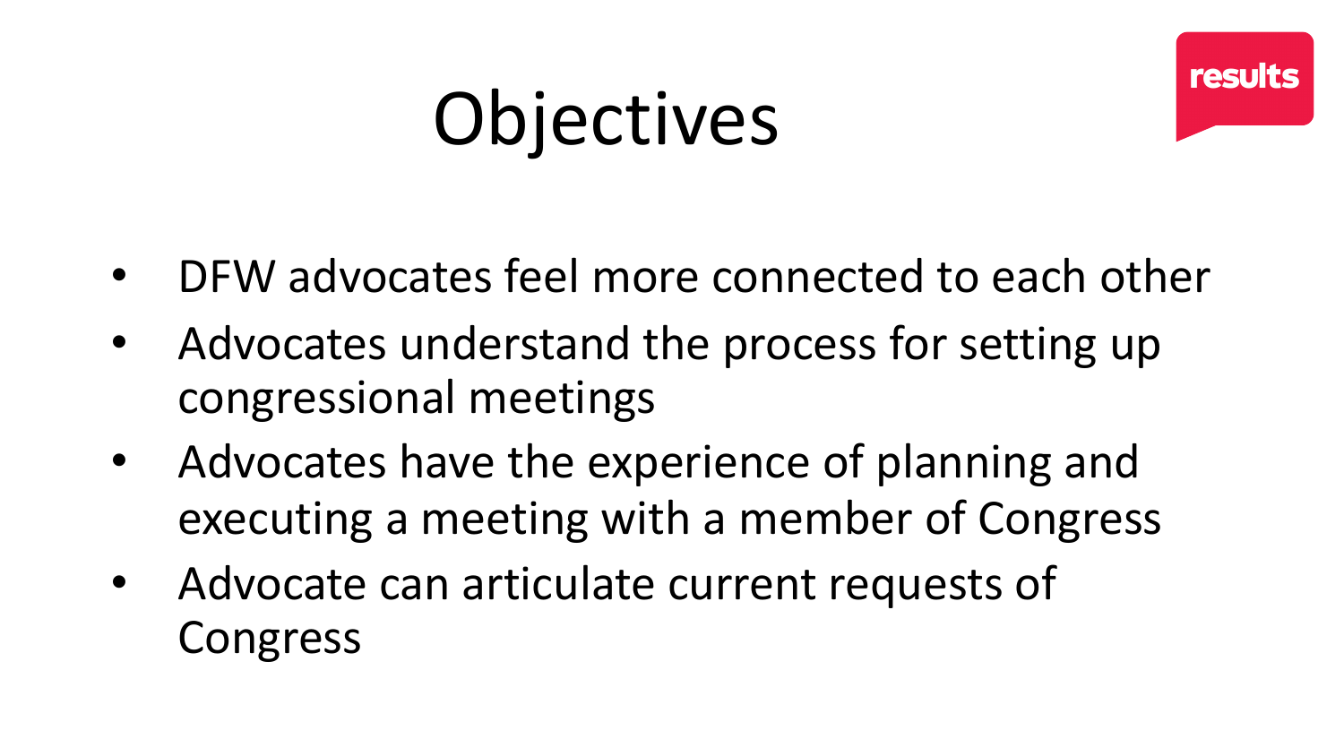# Objectives

- DFW advocates feel more connected to each other
- Advocates understand the process for setting up congressional meetings
- Advocates have the experience of planning and executing a meeting with a member of Congress
- Advocate can articulate current requests of Congress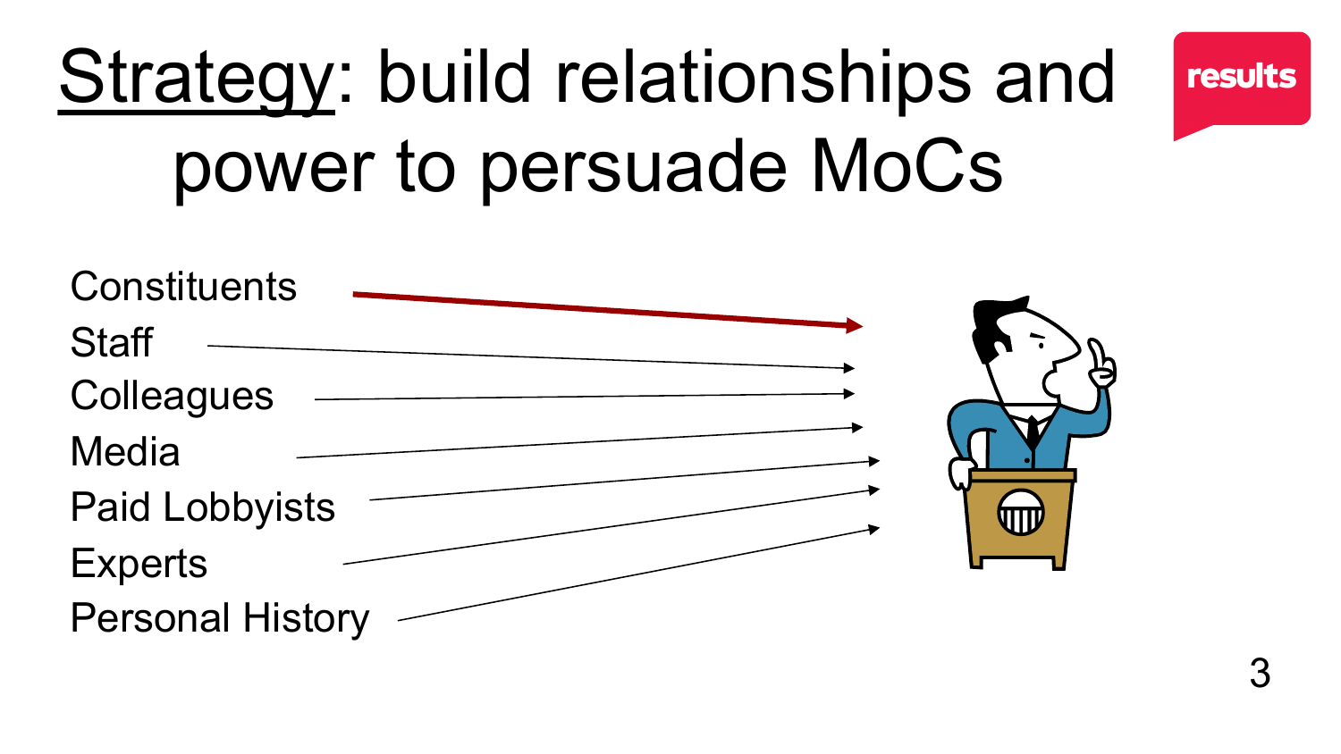# Strategy: build relationships and power to persuade MoCs

- Constituents
- Staff
- Colleagues
- Media
- Paid Lobbyists
- Experts
- Personal History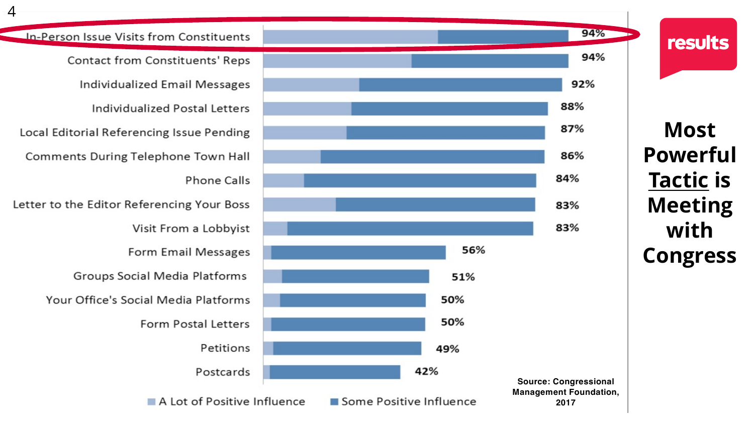# Most Powerful Tactic is Meeting with Congress

results

In-Person Issue Visits from Constituents 94%
Contact from Constituents' Reps 94%
Individualized Email Messages 92%
Individualized Postal Letters 88%
Local Editorial Referencing Issue Pending 87%
Comments During Telephone Town Hall 86%
Phone Calls 84%
Letter to the Editor Referencing Your Boss 83%
Visit From a Lobbyist 83%
Form Email Messages 56%
Groups Social Media Platforms 51%
Your Office's Social Media Platforms 50%
Form Postal Letters 50%
Petitions 49%
Postcards 42%

A Lot of Positive Influence
Some Positive Influence

Source: Congressional Management Foundation, 2017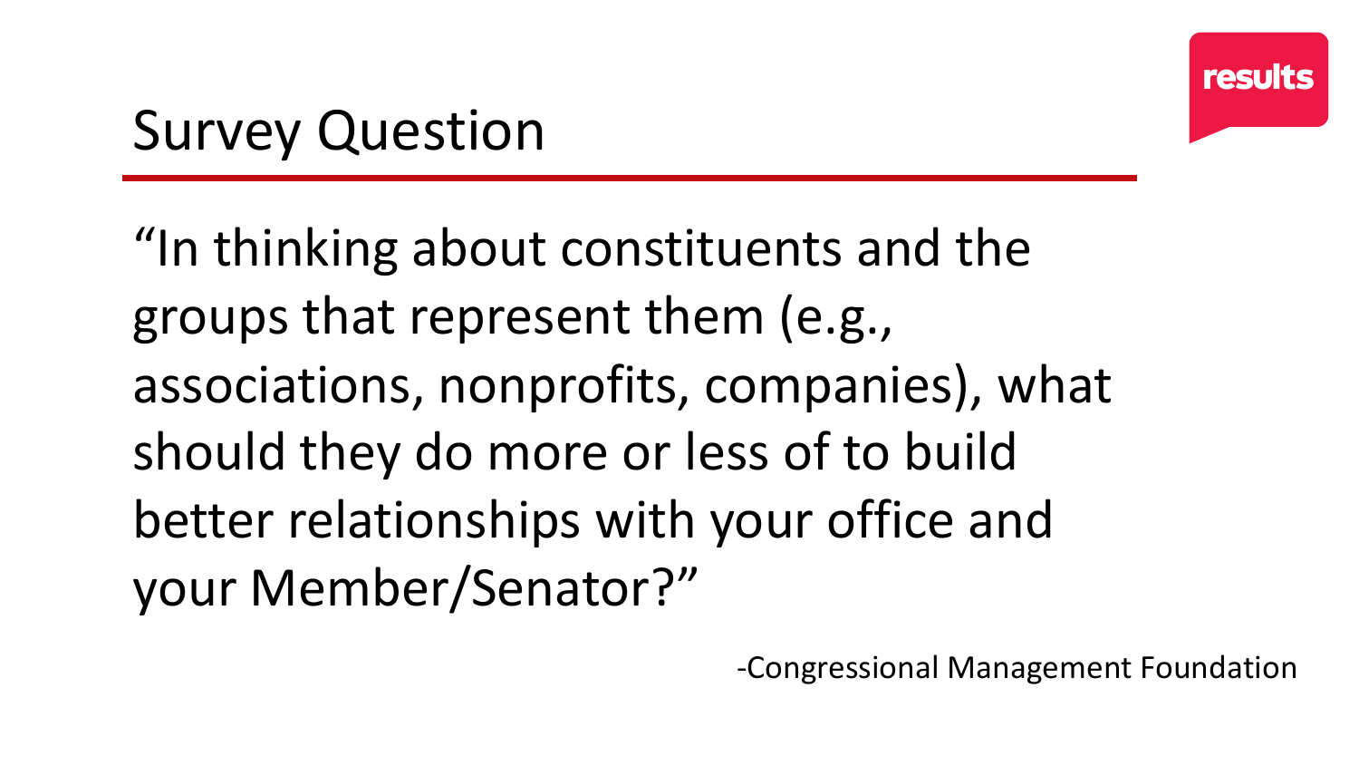# Survey Question

"In thinking about constituents and the groups that represent them (e.g., associations, nonprofits, companies), what should they do more or less of to build better relationships with your office and your Member/Senator?"

-Congressional Management Foundation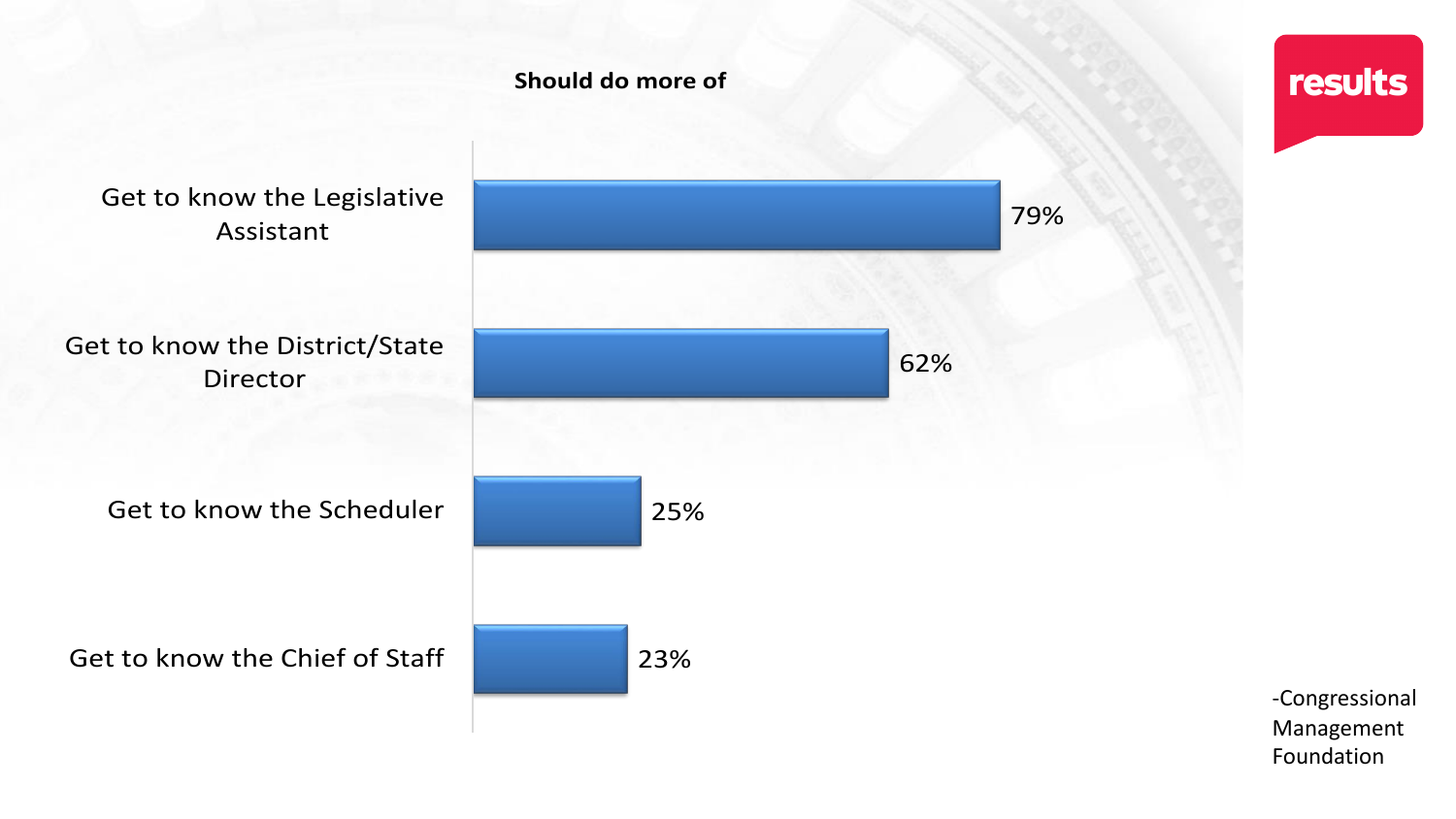**Should do more of**

Get to know the Legislative Assistant

79%

Get to know the District/State Director

62%

Get to know the Scheduler

25%

Get to know the Chief of Staff

23%

results

-Congressional Management Foundation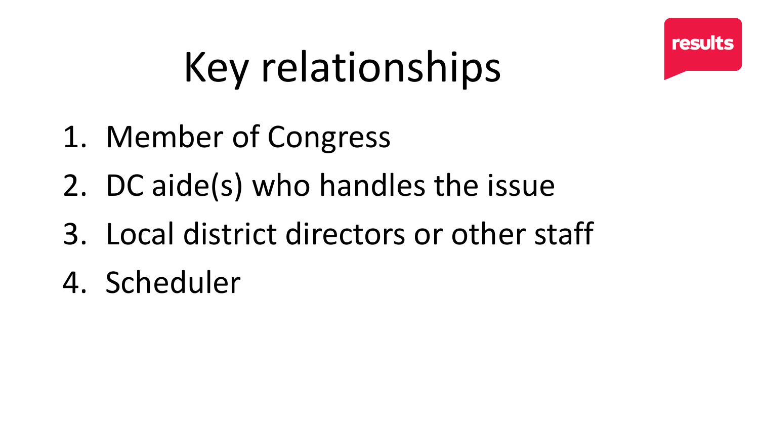# Key relationships

1. Member of Congress
2. DC aide(s) who handles the issue
3. Local district directors or other staff
4. Scheduler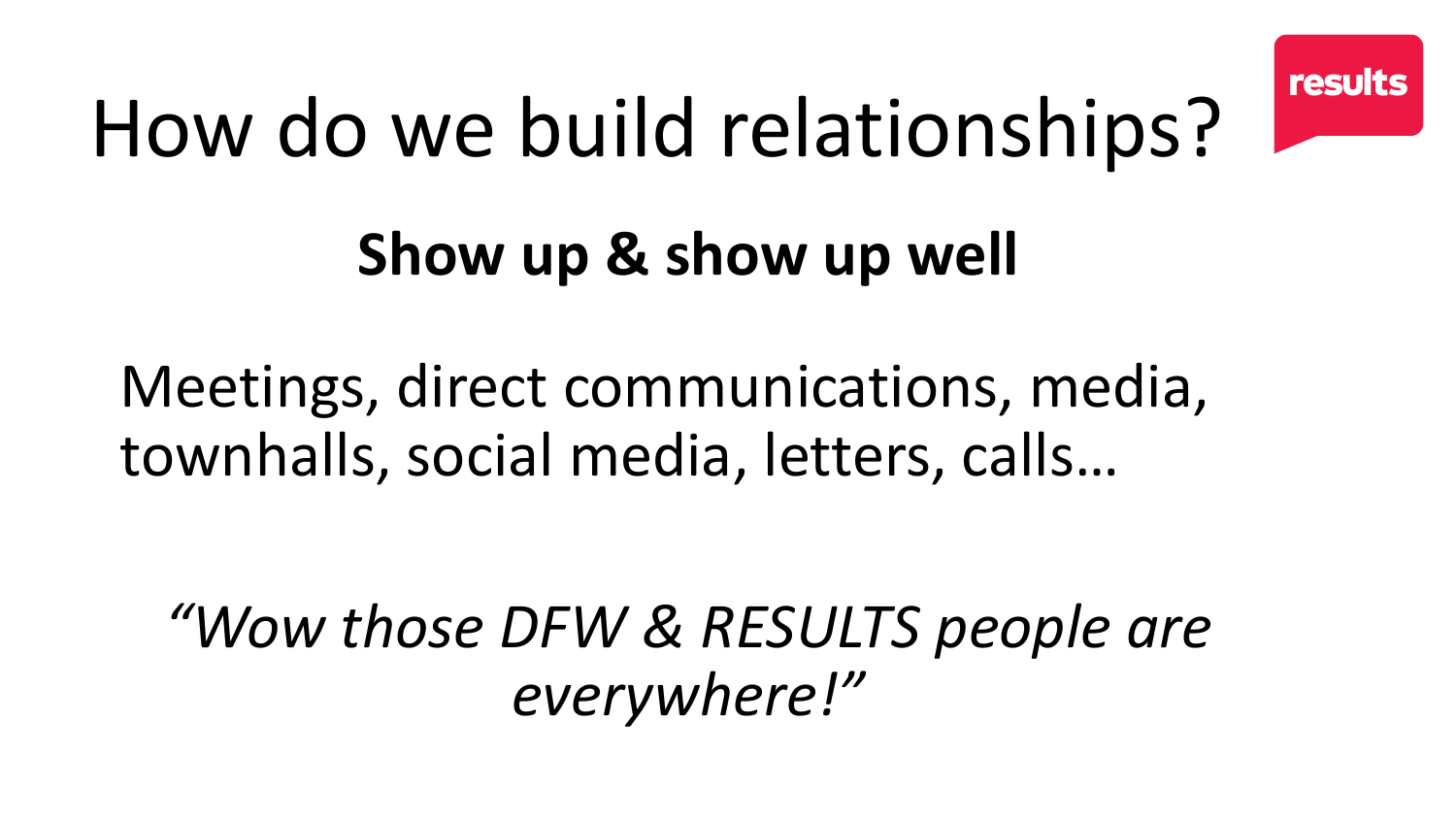# How do we build relationships?

**Show up & show up well**

Meetings, direct communications, media, townhalls, social media, letters, calls…

*"Wow those DFW & RESULTS people are everywhere!"*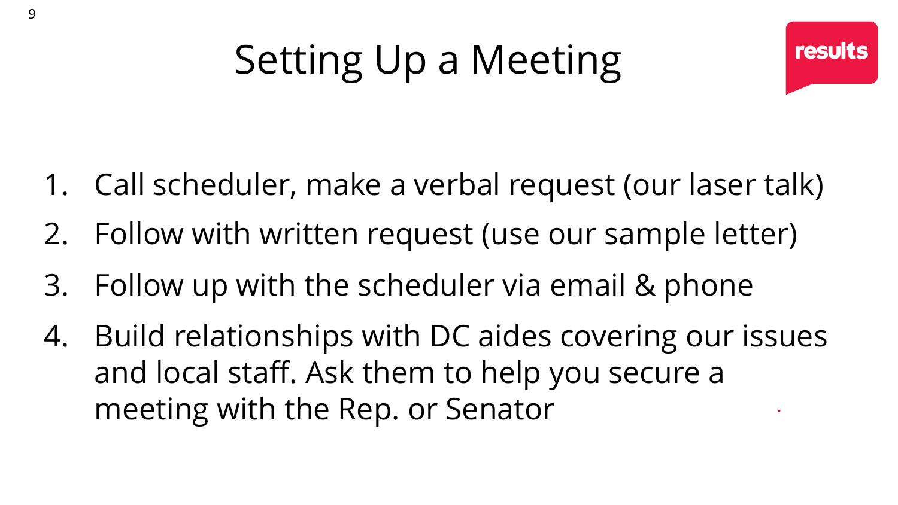# Setting Up a Meeting

1. Call scheduler, make a verbal request (our laser talk)
2. Follow with written request (use our sample letter)
3. Follow up with the scheduler via email & phone
4. Build relationships with DC aides covering our issues and local staff. Ask them to help you secure a meeting with the Rep. or Senator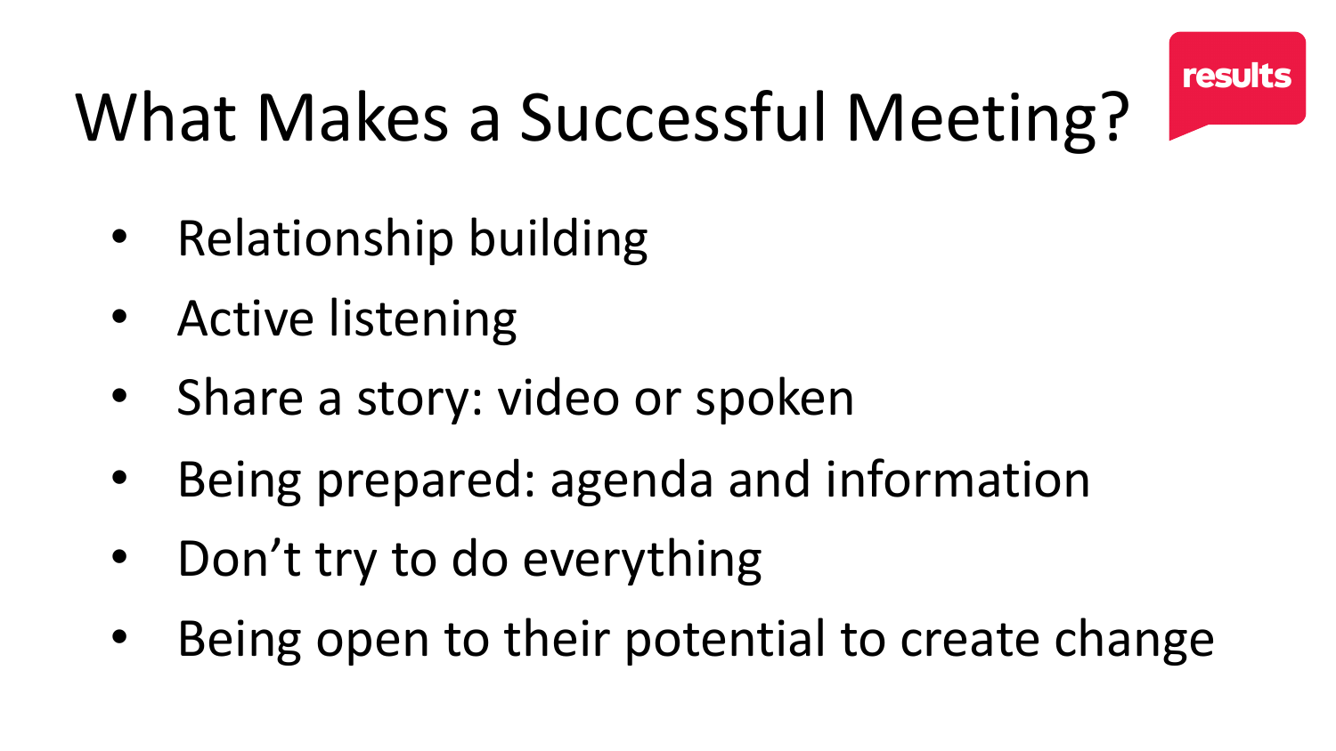# What Makes a Successful Meeting?

- Relationship building
- Active listening
- Share a story: video or spoken
- Being prepared: agenda and information
- Don’t try to do everything
- Being open to their potential to create change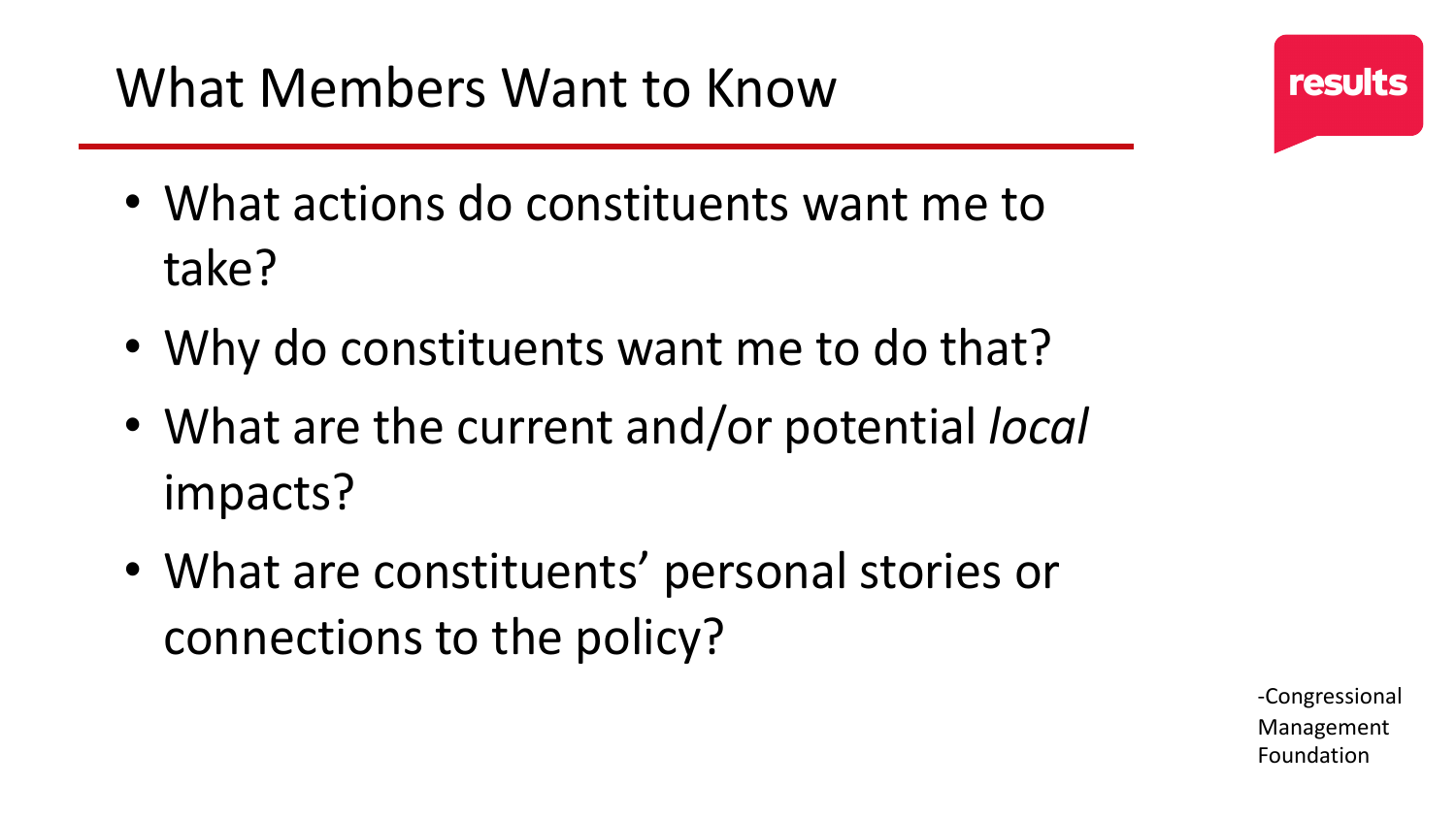# What Members Want to Know

- What actions do constituents want me to take?
- Why do constituents want me to do that?
- What are the current and/or potential *local* impacts?
- What are constituents' personal stories or connections to the policy?

-Congressional Management Foundation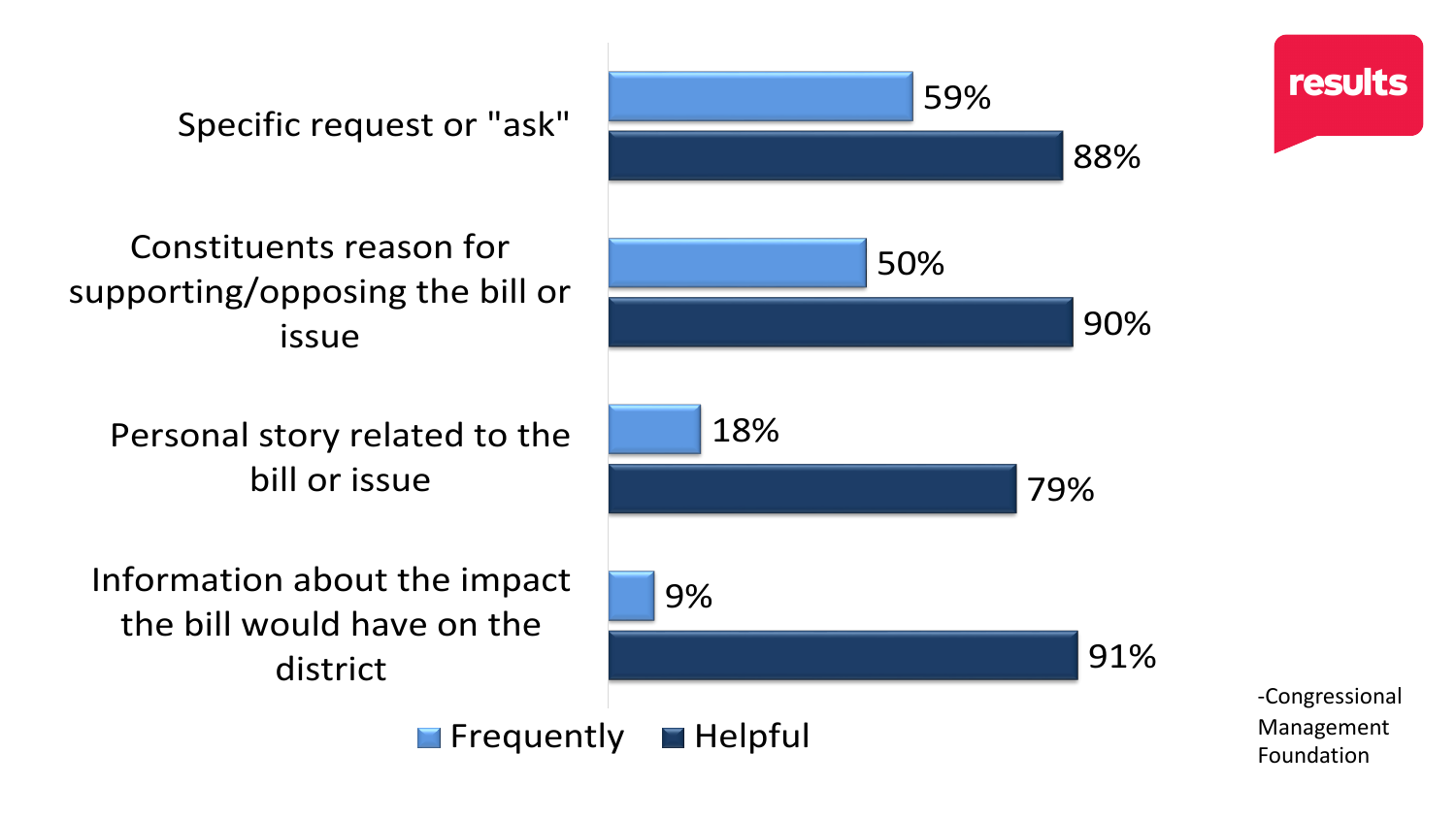Specific request or "ask"

59%

88%

Constituents reason for supporting/opposing the bill or issue

50%

90%

Personal story related to the bill or issue

18%

79%

Information about the impact the bill would have on the district

9%

91%

Frequently Helpful

results

-Congressional Management Foundation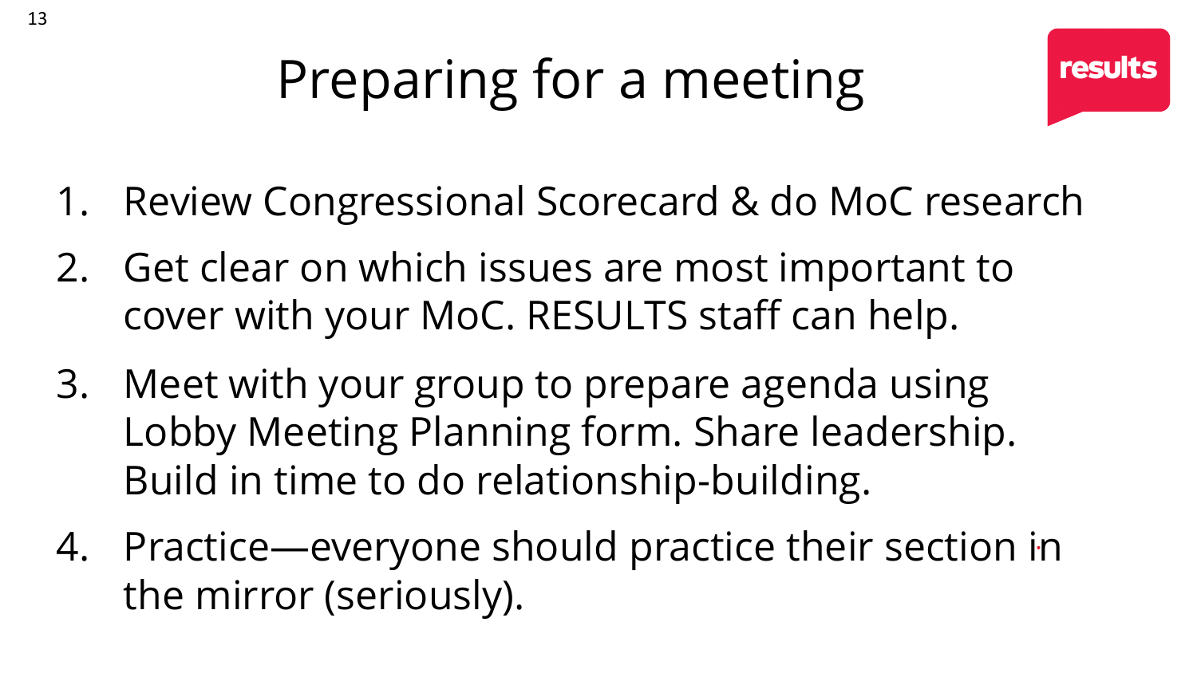# Preparing for a meeting

results

1. Review Congressional Scorecard & do MoC research
2. Get clear on which issues are most important to cover with your MoC. RESULTS staff can help.
3. Meet with your group to prepare agenda using Lobby Meeting Planning form. Share leadership. Build in time to do relationship-building.
4. Practice—everyone should practice their section in the mirror (seriously).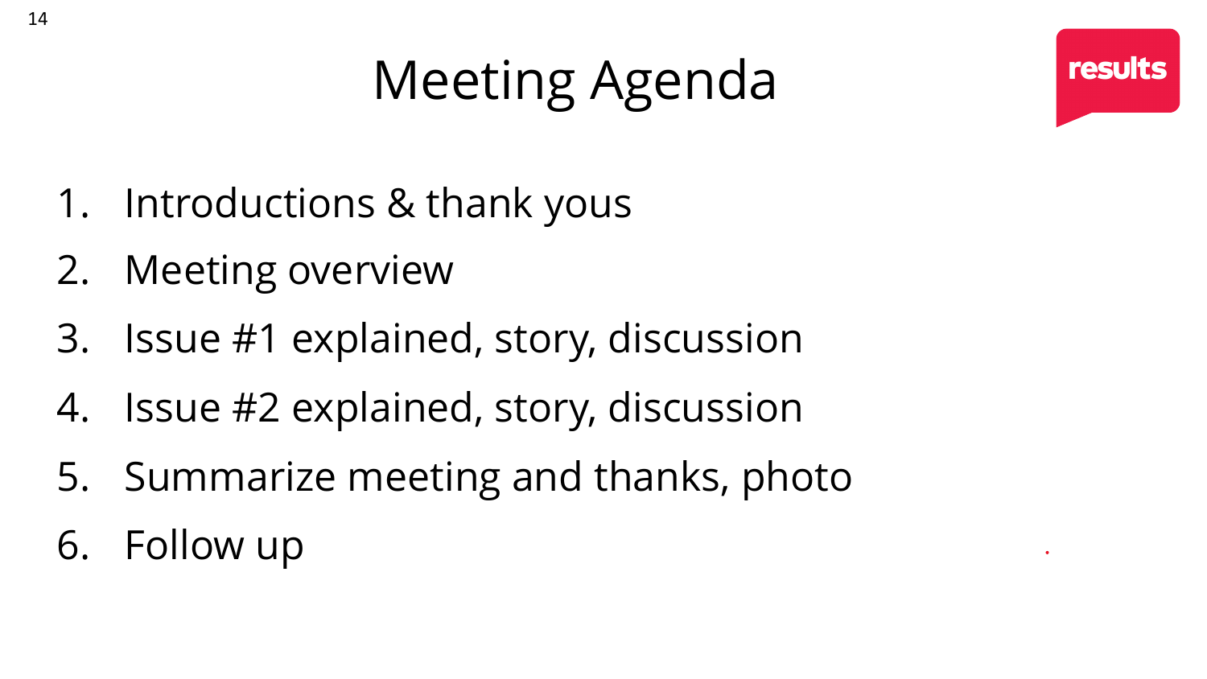# Meeting Agenda

results

1. Introductions & thank yous
2. Meeting overview
3. Issue #1 explained, story, discussion
4. Issue #2 explained, story, discussion
5. Summarize meeting and thanks, photo
6. Follow up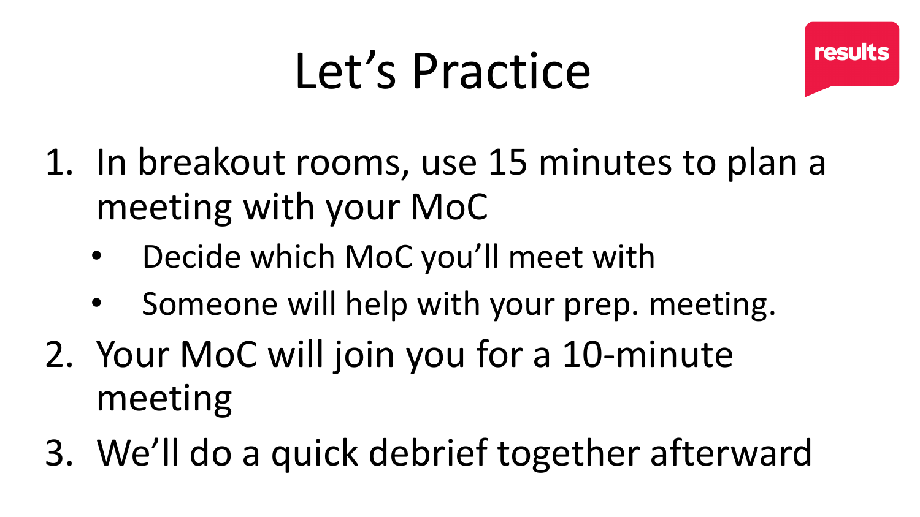# Let's Practice

1. In breakout rooms, use 15 minutes to plan a meeting with your MoC
   - Decide which MoC you'll meet with
   - Someone will help with your prep. meeting.
2. Your MoC will join you for a 10-minute meeting
3. We'll do a quick debrief together afterward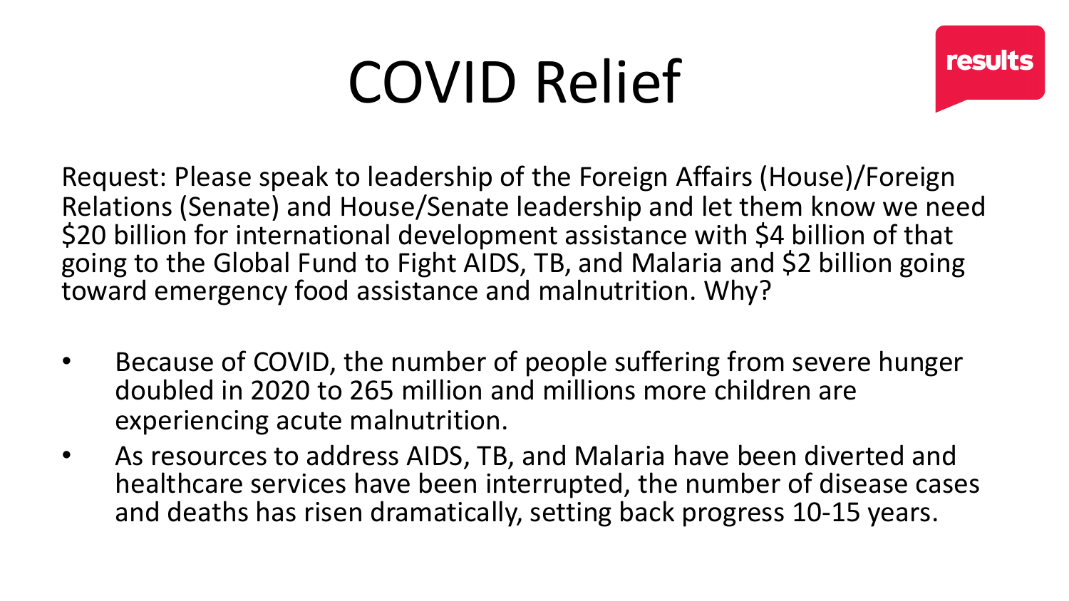# COVID Relief

results

Request: Please speak to leadership of the Foreign Affairs (House)/Foreign Relations (Senate) and House/Senate leadership and let them know we need $20 billion for international development assistance with $4 billion of that going to the Global Fund to Fight AIDS, TB, and Malaria and $2 billion going toward emergency food assistance and malnutrition. Why?

- Because of COVID, the number of people suffering from severe hunger doubled in 2020 to 265 million and millions more children are experiencing acute malnutrition.
- As resources to address AIDS, TB, and Malaria have been diverted and healthcare services have been interrupted, the number of disease cases and deaths has risen dramatically, setting back progress 10-15 years.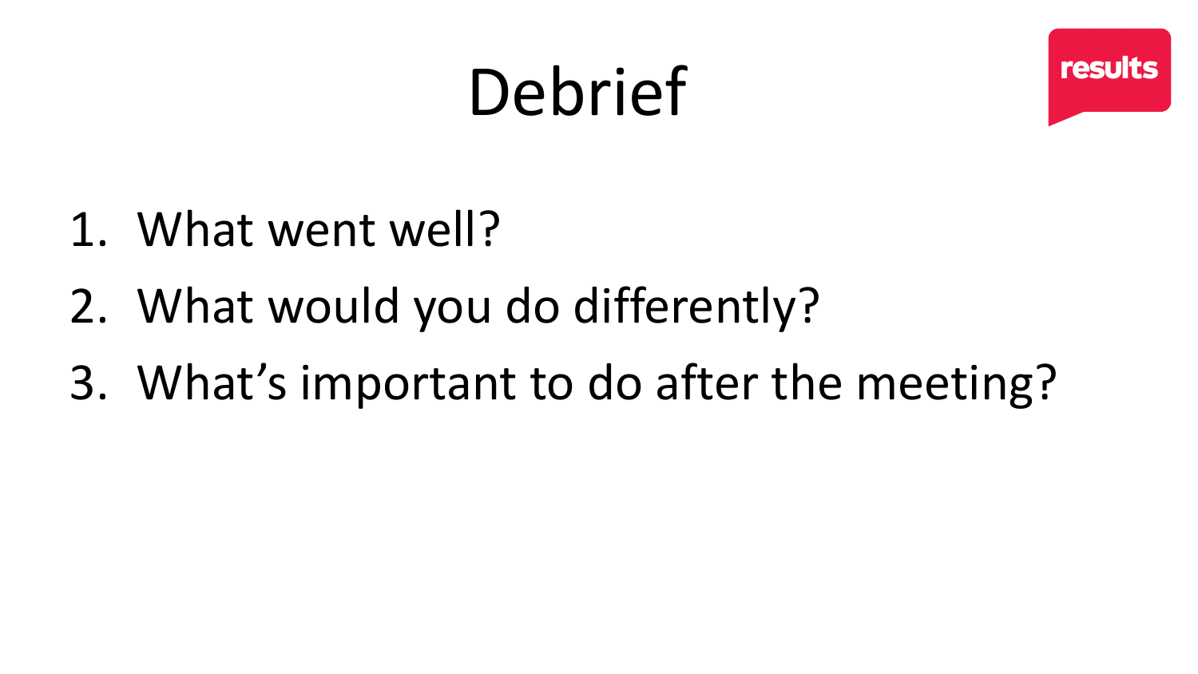# Debrief

results

1. What went well?
2. What would you do differently?
3. What's important to do after the meeting?